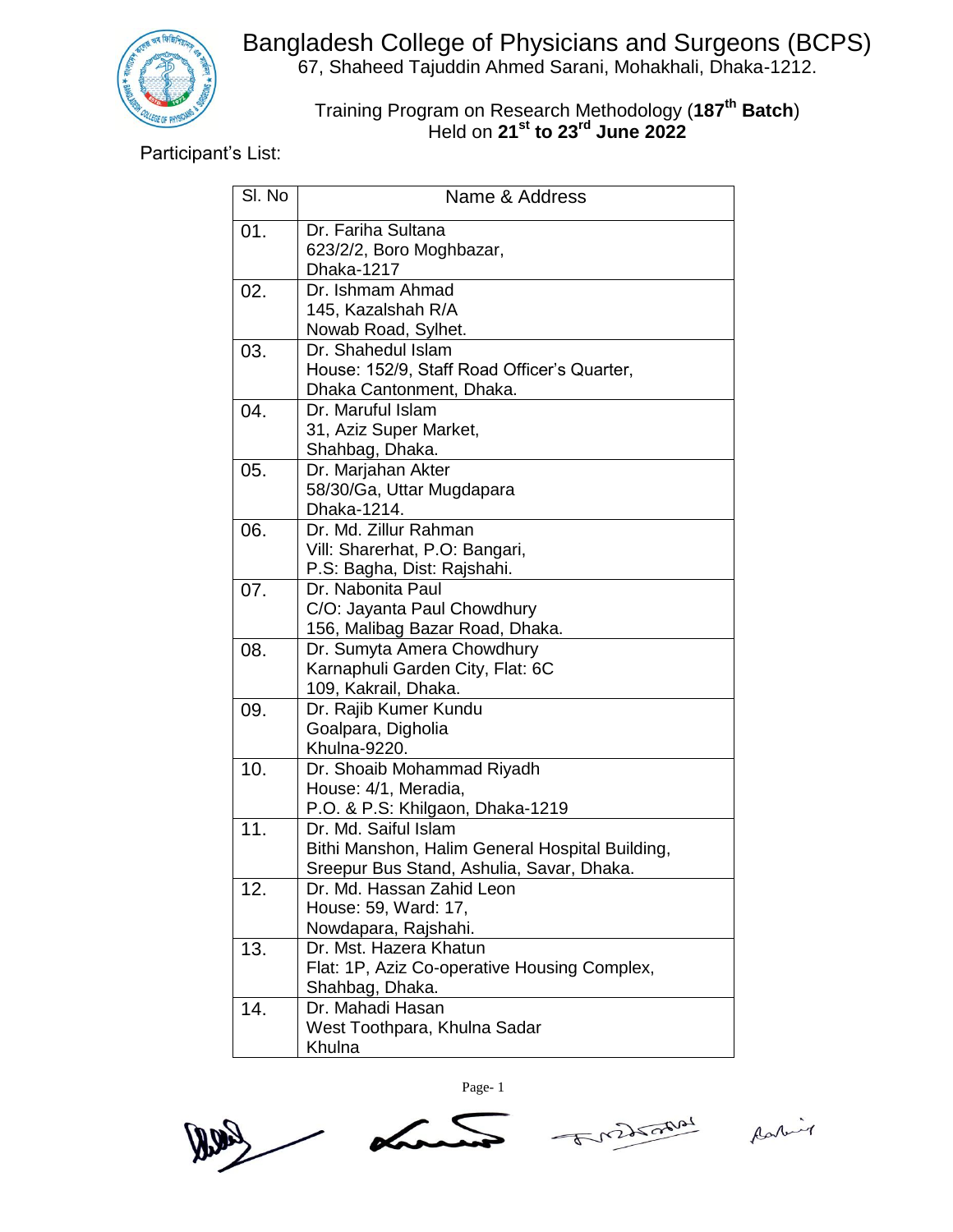# Bangladesh College of Physicians and Surgeons (BCPS)

67, Shaheed Tajuddin Ahmed Sarani, Mohakhali, Dhaka-1212.

Training Program on Research Methodology (**187th Batch**)
Held on **21st to 23rd June 2022**

Participant's List:

| Sl. No | Name & Address |
|---|---|
| 01. | Dr. Fariha Sultana<br>623/2/2, Boro Moghbazar,<br>Dhaka-1217 |
| 02. | Dr. Ishmam Ahmad<br>145, Kazalshah R/A<br>Nowab Road, Sylhet. |
| 03. | Dr. Shahedul Islam<br>House: 152/9, Staff Road Officer's Quarter,<br>Dhaka Cantonment, Dhaka. |
| 04. | Dr. Maruful Islam<br>31, Aziz Super Market,<br>Shahbag, Dhaka. |
| 05. | Dr. Marjahan Akter<br>58/30/Ga, Uttar Mugdapara<br>Dhaka-1214. |
| 06. | Dr. Md. Zillur Rahman<br>Vill: Sharerhat, P.O: Bangari,<br>P.S: Bagha, Dist: Rajshahi. |
| 07. | Dr. Nabonita Paul<br>C/O: Jayanta Paul Chowdhury<br>156, Malibag Bazar Road, Dhaka. |
| 08. | Dr. Sumyta Amera Chowdhury<br>Karnaphuli Garden City, Flat: 6C<br>109, Kakrail, Dhaka. |
| 09. | Dr. Rajib Kumer Kundu<br>Goalpara, Digholia<br>Khulna-9220. |
| 10. | Dr. Shoaib Mohammad Riyadh<br>House: 4/1, Meradia,<br>P.O. & P.S: Khilgaon, Dhaka-1219 |
| 11. | Dr. Md. Saiful Islam<br>Bithi Manshon, Halim General Hospital Building,<br>Sreepur Bus Stand, Ashulia, Savar, Dhaka. |
| 12. | Dr. Md. Hassan Zahid Leon<br>House: 59, Ward: 17,<br>Nowdapara, Rajshahi. |
| 13. | Dr. Mst. Hazera Khatun<br>Flat: 1P, Aziz Co-operative Housing Complex,<br>Shahbag, Dhaka. |
| 14. | Dr. Mahadi Hasan<br>West Toothpara, Khulna Sadar<br>Khulna |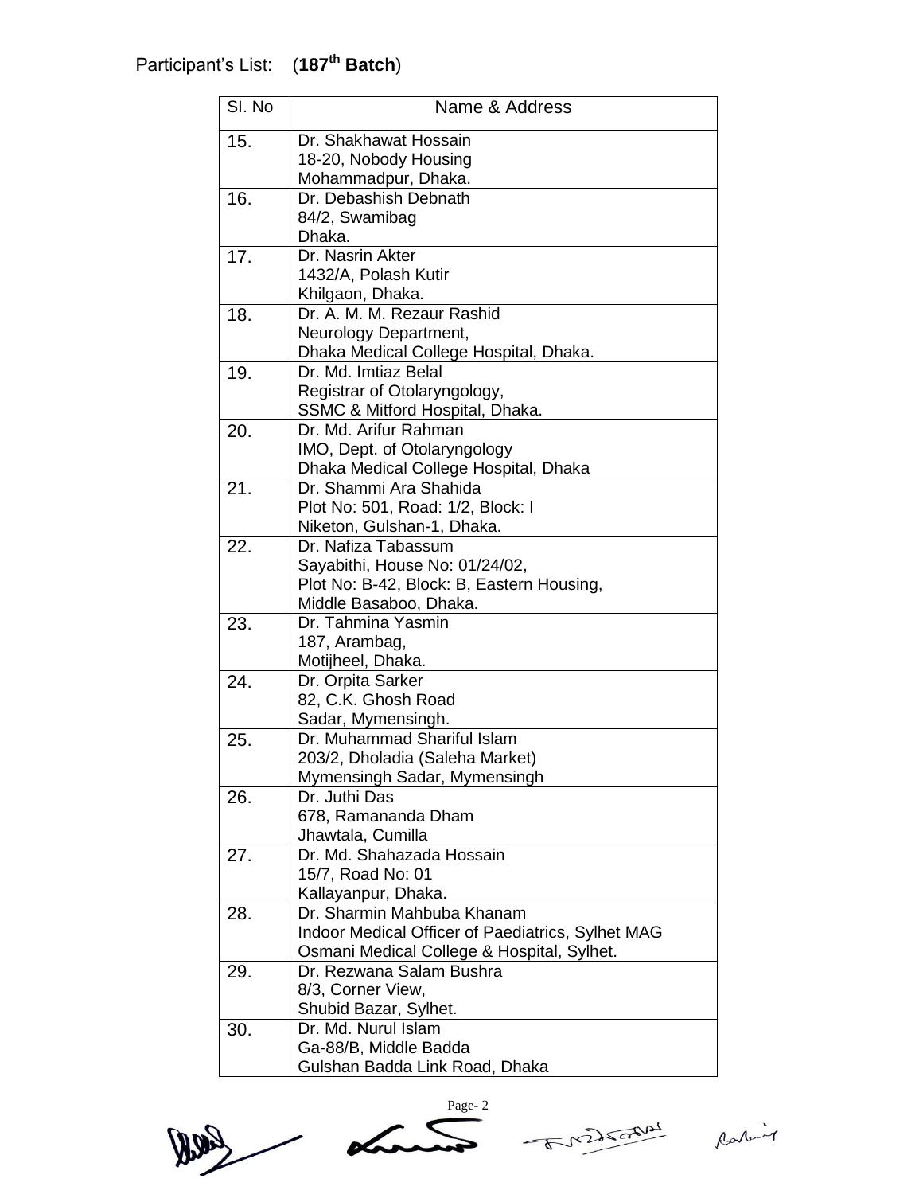Participant's List: (**187th Batch**)

| Sl. No | Name & Address |
|---|---|
| 15. | Dr. Shakhawat Hossain<br>18-20, Nobody Housing<br>Mohammadpur, Dhaka. |
| 16. | Dr. Debashish Debnath<br>84/2, Swamibag<br>Dhaka. |
| 17. | Dr. Nasrin Akter<br>1432/A, Polash Kutir<br>Khilgaon, Dhaka. |
| 18. | Dr. A. M. M. Rezaur Rashid<br>Neurology Department,<br>Dhaka Medical College Hospital, Dhaka. |
| 19. | Dr. Md. Imtiaz Belal<br>Registrar of Otolaryngology,<br>SSMC & Mitford Hospital, Dhaka. |
| 20. | Dr. Md. Arifur Rahman<br>IMO, Dept. of Otolaryngology<br>Dhaka Medical College Hospital, Dhaka |
| 21. | Dr. Shammi Ara Shahida<br>Plot No: 501, Road: 1/2, Block: I<br>Niketon, Gulshan-1, Dhaka. |
| 22. | Dr. Nafiza Tabassum<br>Sayabithi, House No: 01/24/02,<br>Plot No: B-42, Block: B, Eastern Housing,<br>Middle Basaboo, Dhaka. |
| 23. | Dr. Tahmina Yasmin<br>187, Arambag,<br>Motijheel, Dhaka. |
| 24. | Dr. Orpita Sarker<br>82, C.K. Ghosh Road<br>Sadar, Mymensingh. |
| 25. | Dr. Muhammad Shariful Islam<br>203/2, Dholadia (Saleha Market)<br>Mymensingh Sadar, Mymensingh |
| 26. | Dr. Juthi Das<br>678, Ramananda Dham<br>Jhawtala, Cumilla |
| 27. | Dr. Md. Shahazada Hossain<br>15/7, Road No: 01<br>Kallayanpur, Dhaka. |
| 28. | Dr. Sharmin Mahbuba Khanam<br>Indoor Medical Officer of Paediatrics, Sylhet MAG<br>Osmani Medical College & Hospital, Sylhet. |
| 29. | Dr. Rezwana Salam Bushra<br>8/3, Corner View,<br>Shubid Bazar, Sylhet. |
| 30. | Dr. Md. Nurul Islam<br>Ga-88/B, Middle Badda<br>Gulshan Badda Link Road, Dhaka |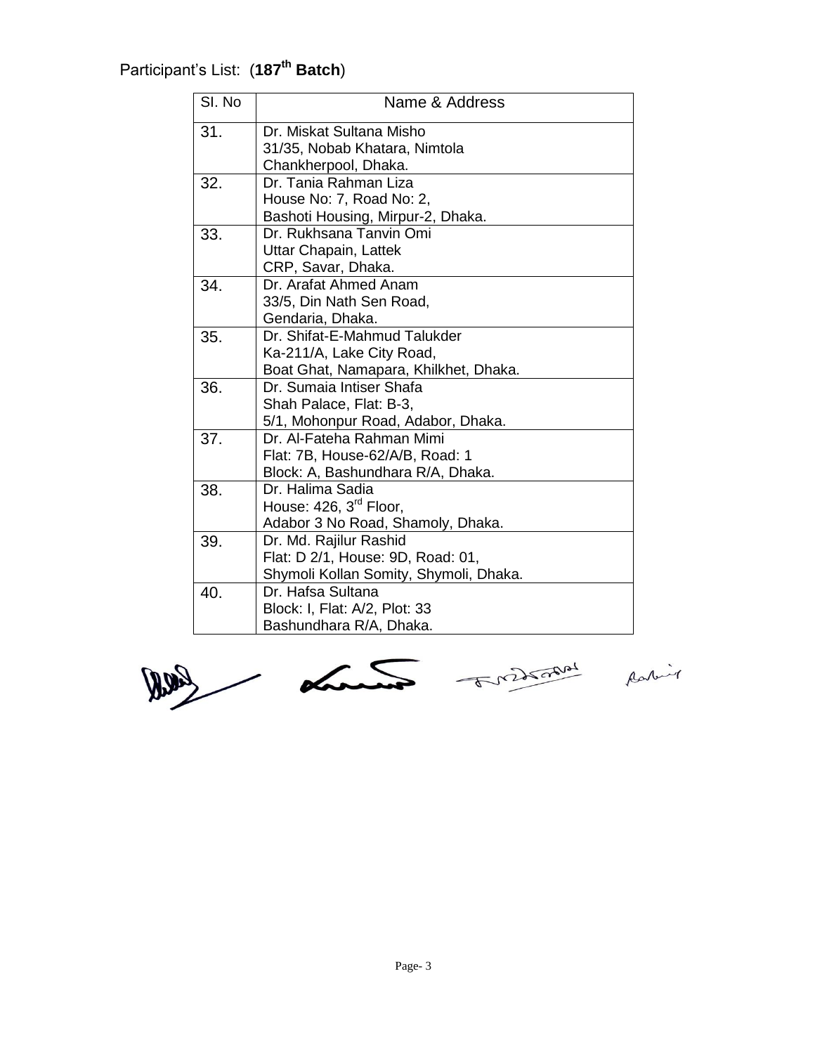Participant's List: (**187th Batch**)

| Sl. No | Name & Address |
|---|---|
| 31. | Dr. Miskat Sultana Misho<br>31/35, Nobab Khatara, Nimtola<br>Chankherpool, Dhaka. |
| 32. | Dr. Tania Rahman Liza<br>House No: 7, Road No: 2,<br>Bashoti Housing, Mirpur-2, Dhaka. |
| 33. | Dr. Rukhsana Tanvin Omi<br>Uttar Chapain, Lattek<br>CRP, Savar, Dhaka. |
| 34. | Dr. Arafat Ahmed Anam<br>33/5, Din Nath Sen Road,<br>Gendaria, Dhaka. |
| 35. | Dr. Shifat-E-Mahmud Talukder<br>Ka-211/A, Lake City Road,<br>Boat Ghat, Namapara, Khilkhet, Dhaka. |
| 36. | Dr. Sumaia Intiser Shafa<br>Shah Palace, Flat: B-3,<br>5/1, Mohonpur Road, Adabor, Dhaka. |
| 37. | Dr. Al-Fateha Rahman Mimi<br>Flat: 7B, House-62/A/B, Road: 1<br>Block: A, Bashundhara R/A, Dhaka. |
| 38. | Dr. Halima Sadia<br>House: 426, 3rd Floor,<br>Adabor 3 No Road, Shamoly, Dhaka. |
| 39. | Dr. Md. Rajilur Rashid<br>Flat: D 2/1, House: 9D, Road: 01,<br>Shymoli Kollan Somity, Shymoli, Dhaka. |
| 40. | Dr. Hafsa Sultana<br>Block: I, Flat: A/2, Plot: 33<br>Bashundhara R/A, Dhaka. |